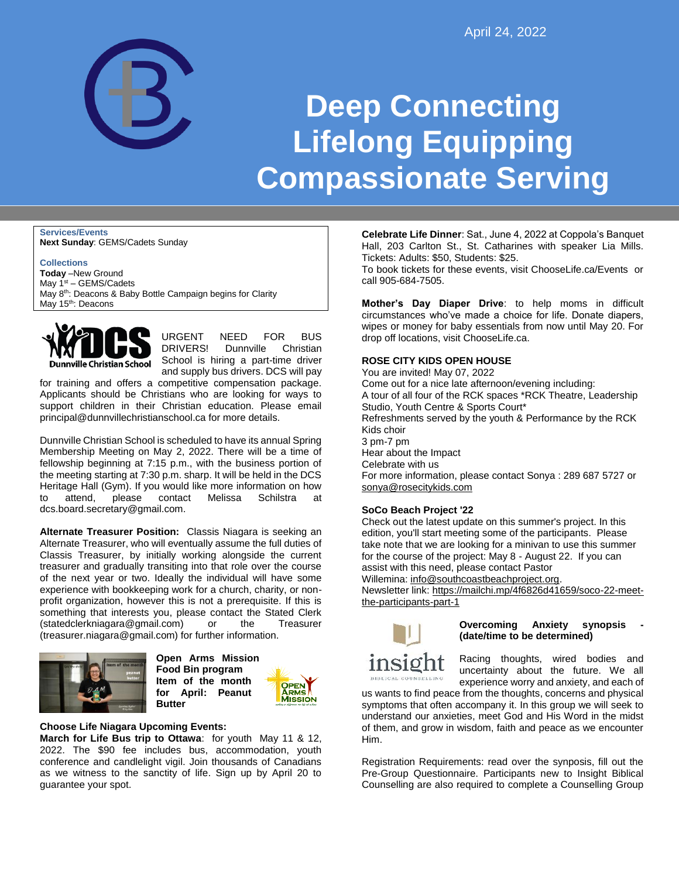April 24, 2022

# Deep Connecting Lifelong Equipping Compassionate Serving

**Services/Events**
**Next Sunday**: GEMS/Cadets Sunday

**Collections**
**Today** –New Ground
May 1st – GEMS/Cadets
May 8th: Deacons & Baby Bottle Campaign begins for Clarity
May 15th: Deacons

URGENT NEED FOR BUS DRIVERS! Dunnville Christian School is hiring a part-time driver and supply bus drivers. DCS will pay for training and offers a competitive compensation package. Applicants should be Christians who are looking for ways to support children in their Christian education. Please email principal@dunnvillechristianschool.ca for more details.

Dunnville Christian School is scheduled to have its annual Spring Membership Meeting on May 2, 2022. There will be a time of fellowship beginning at 7:15 p.m., with the business portion of the meeting starting at 7:30 p.m. sharp. It will be held in the DCS Heritage Hall (Gym). If you would like more information on how to attend, please contact Melissa Schilstra at dcs.board.secretary@gmail.com.

**Alternate Treasurer Position:** Classis Niagara is seeking an Alternate Treasurer, who will eventually assume the full duties of Classis Treasurer, by initially working alongside the current treasurer and gradually transiting into that role over the course of the next year or two. Ideally the individual will have some experience with bookkeeping work for a church, charity, or non-profit organization, however this is not a prerequisite. If this is something that interests you, please contact the Stated Clerk (statedclerkniagara@gmail.com) or the Treasurer (treasurer.niagara@gmail.com) for further information.

**Open Arms Mission Food Bin program Item of the month for April: Peanut Butter**

**Choose Life Niagara Upcoming Events:**
**March for Life Bus trip to Ottawa**: for youth May 11 & 12, 2022. The $90 fee includes bus, accommodation, youth conference and candlelight vigil. Join thousands of Canadians as we witness to the sanctity of life. Sign up by April 20 to guarantee your spot.

**Celebrate Life Dinner**: Sat., June 4, 2022 at Coppola's Banquet Hall, 203 Carlton St., St. Catharines with speaker Lia Mills. Tickets: Adults: $50, Students: $25.
To book tickets for these events, visit ChooseLife.ca/Events or call 905-684-7505.

**Mother's Day Diaper Drive**: to help moms in difficult circumstances who've made a choice for life. Donate diapers, wipes or money for baby essentials from now until May 20. For drop off locations, visit ChooseLife.ca.

**ROSE CITY KIDS OPEN HOUSE**
You are invited! May 07, 2022
Come out for a nice late afternoon/evening including:
A tour of all four of the RCK spaces *RCK Theatre, Leadership Studio, Youth Centre & Sports Court*
Refreshments served by the youth & Performance by the RCK Kids choir
3 pm-7 pm
Hear about the Impact
Celebrate with us
For more information, please contact Sonya : 289 687 5727 or sonya@rosecitykids.com

**SoCo Beach Project '22**
Check out the latest update on this summer's project. In this edition, you'll start meeting some of the participants. Please take note that we are looking for a minivan to use this summer for the course of the project: May 8 - August 22. If you can assist with this need, please contact Pastor Willemina: info@southcoastbeachproject.org.
Newsletter link: https://mailchi.mp/4f6826d41659/soco-22-meet-the-participants-part-1

**Overcoming Anxiety synopsis - (date/time to be determined)**

Racing thoughts, wired bodies and uncertainty about the future. We all experience worry and anxiety, and each of us wants to find peace from the thoughts, concerns and physical symptoms that often accompany it. In this group we will seek to understand our anxieties, meet God and His Word in the midst of them, and grow in wisdom, faith and peace as we encounter Him.

Registration Requirements: read over the synopsis, fill out the Pre-Group Questionnaire. Participants new to Insight Biblical Counselling are also required to complete a Counselling Group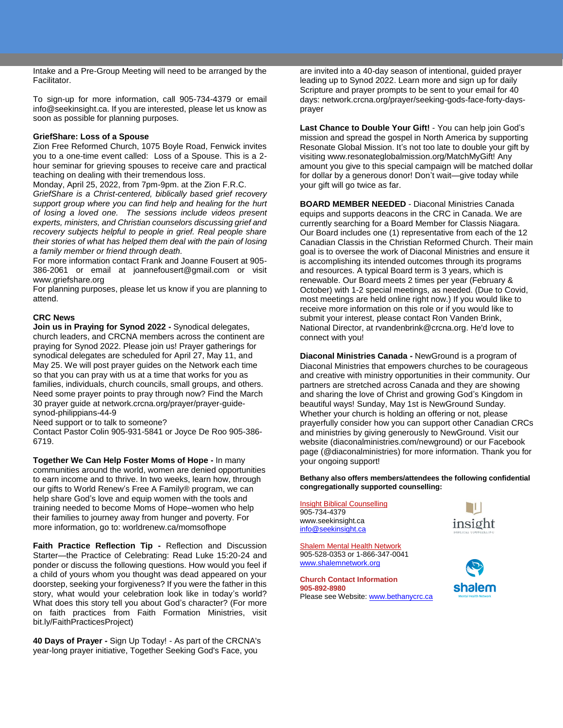Intake and a Pre-Group Meeting will need to be arranged by the Facilitator.

To sign-up for more information, call 905-734-4379 or email info@seekinsight.ca. If you are interested, please let us know as soon as possible for planning purposes.

**GriefShare: Loss of a Spouse**
Zion Free Reformed Church, 1075 Boyle Road, Fenwick invites you to a one-time event called: Loss of a Spouse. This is a 2-hour seminar for grieving spouses to receive care and practical teaching on dealing with their tremendous loss.
Monday, April 25, 2022, from 7pm-9pm. at the Zion F.R.C.
*GriefShare is a Christ-centered, biblically based grief recovery support group where you can find help and healing for the hurt of losing a loved one. The sessions include videos present experts, ministers, and Christian counselors discussing grief and recovery subjects helpful to people in grief. Real people share their stories of what has helped them deal with the pain of losing a family member or friend through death.*
For more information contact Frank and Joanne Fousert at 905-386-2061 or email at joannefousert@gmail.com or visit www.griefshare.org
For planning purposes, please let us know if you are planning to attend.

**CRC News**
**Join us in Praying for Synod 2022 -** Synodical delegates, church leaders, and CRCNA members across the continent are praying for Synod 2022. Please join us! Prayer gatherings for synodical delegates are scheduled for April 27, May 11, and May 25. We will post prayer guides on the Network each time so that you can pray with us at a time that works for you as families, individuals, church councils, small groups, and others. Need some prayer points to pray through now? Find the March 30 prayer guide at network.crcna.org/prayer/prayer-guide-synod-philippians-44-9
Need support or to talk to someone?
Contact Pastor Colin 905-931-5841 or Joyce De Roo 905-386-6719.

**Together We Can Help Foster Moms of Hope -** In many communities around the world, women are denied opportunities to earn income and to thrive. In two weeks, learn how, through our gifts to World Renew's Free A Family® program, we can help share God's love and equip women with the tools and training needed to become Moms of Hope–women who help their families to journey away from hunger and poverty. For more information, go to: worldrenew.ca/momsofhope

**Faith Practice Reflection Tip -** Reflection and Discussion Starter—the Practice of Celebrating: Read Luke 15:20-24 and ponder or discuss the following questions. How would you feel if a child of yours whom you thought was dead appeared on your doorstep, seeking your forgiveness? If you were the father in this story, what would your celebration look like in today's world? What does this story tell you about God's character? (For more on faith practices from Faith Formation Ministries, visit bit.ly/FaithPracticesProject)

**40 Days of Prayer -** Sign Up Today! - As part of the CRCNA's year-long prayer initiative, Together Seeking God's Face, you are invited into a 40-day season of intentional, guided prayer leading up to Synod 2022. Learn more and sign up for daily Scripture and prayer prompts to be sent to your email for 40 days: network.crcna.org/prayer/seeking-gods-face-forty-days-prayer

**Last Chance to Double Your Gift!** - You can help join God's mission and spread the gospel in North America by supporting Resonate Global Mission. It's not too late to double your gift by visiting www.resonateglobalmission.org/MatchMyGift! Any amount you give to this special campaign will be matched dollar for dollar by a generous donor! Don't wait—give today while your gift will go twice as far.

**BOARD MEMBER NEEDED** - Diaconal Ministries Canada equips and supports deacons in the CRC in Canada. We are currently searching for a Board Member for Classis Niagara. Our Board includes one (1) representative from each of the 12 Canadian Classis in the Christian Reformed Church. Their main goal is to oversee the work of Diaconal Ministries and ensure it is accomplishing its intended outcomes through its programs and resources. A typical Board term is 3 years, which is renewable. Our Board meets 2 times per year (February & October) with 1-2 special meetings, as needed. (Due to Covid, most meetings are held online right now.) If you would like to receive more information on this role or if you would like to submit your interest, please contact Ron Vanden Brink, National Director, at rvandenbrink@crcna.org. He'd love to connect with you!

**Diaconal Ministries Canada -** NewGround is a program of Diaconal Ministries that empowers churches to be courageous and creative with ministry opportunities in their community. Our partners are stretched across Canada and they are showing and sharing the love of Christ and growing God's Kingdom in beautiful ways! Sunday, May 1st is NewGround Sunday. Whether your church is holding an offering or not, please prayerfully consider how you can support other Canadian CRCs and ministries by giving generously to NewGround. Visit our website (diaconalministries.com/newground) or our Facebook page (@diaconalministries) for more information. Thank you for your ongoing support!

**Bethany also offers members/attendees the following confidential congregationally supported counselling:**

Insight Biblical Counselling
905-734-4379
www.seekinsight.ca
info@seekinsight.ca

Shalem Mental Health Network
905-528-0353 or 1-866-347-0041
www.shalemnetwork.org

**Church Contact Information**
**905-892-8980**
Please see Website: www.bethanycrc.ca